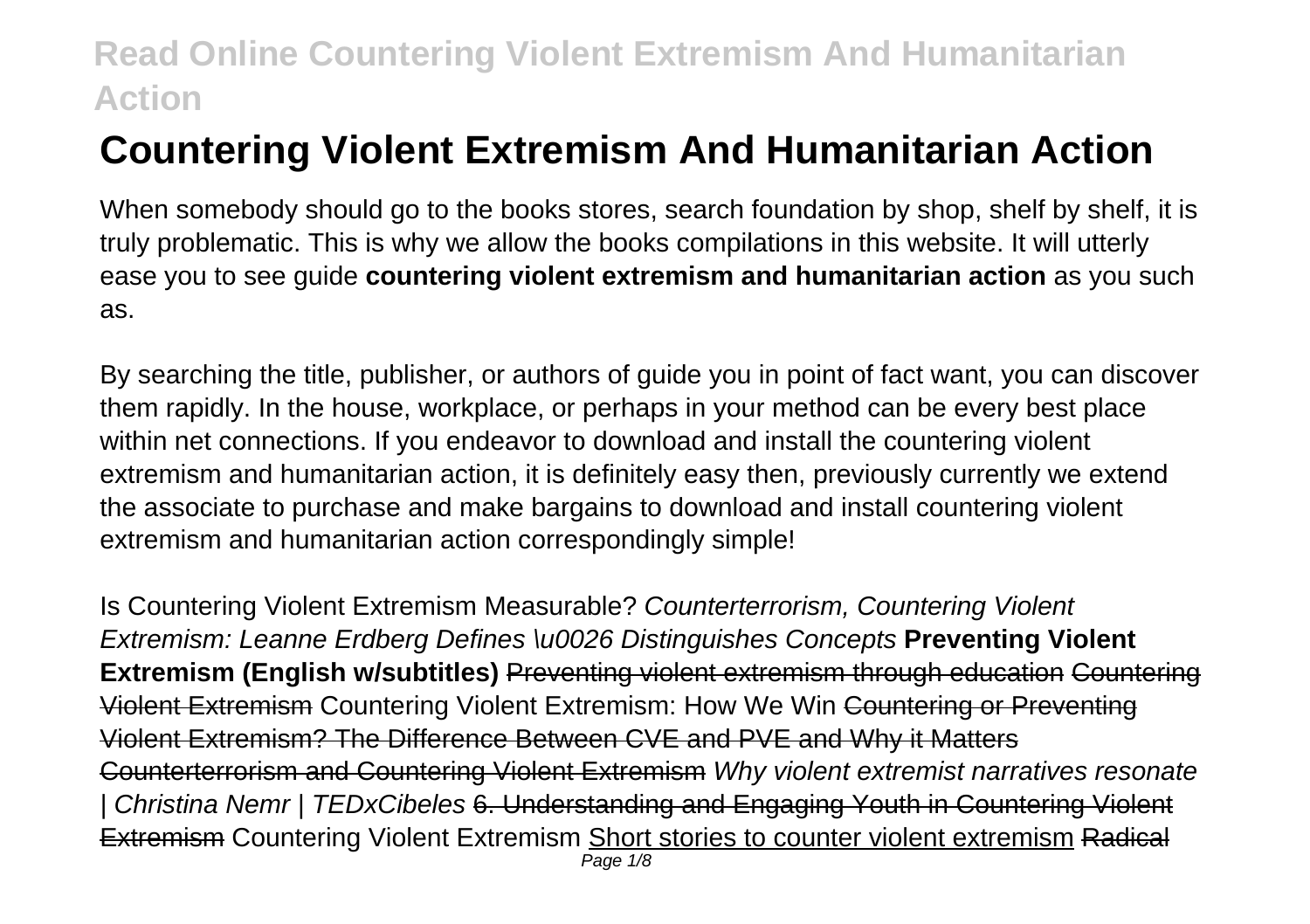# Countering Violent Extremism And Humanitarian Action

When somebody should go to the books stores, search foundation by shop, shelf by shelf, it is truly problematic. This is why we allow the books compilations in this website. It will utterly ease you to see guide **countering violent extremism and humanitarian action** as you such as.

By searching the title, publisher, or authors of guide you in point of fact want, you can discover them rapidly. In the house, workplace, or perhaps in your method can be every best place within net connections. If you endeavor to download and install the countering violent extremism and humanitarian action, it is definitely easy then, previously currently we extend the associate to purchase and make bargains to download and install countering violent extremism and humanitarian action correspondingly simple!

Is Countering Violent Extremism Measurable? *Counterterrorism, Countering Violent Extremism: Leanne Erdberg Defines \u0026 Distinguishes Concepts* **Preventing Violent Extremism (English w/subtitles)** ~~Preventing violent extremism through education~~ ~~Countering Violent Extremism~~ Countering Violent Extremism: How We Win ~~Countering or Preventing Violent Extremism? The Difference Between CVE and PVE and Why it Matters~~ ~~Counterterrorism and Countering Violent Extremism~~ *Why violent extremist narratives resonate | Christina Nemr | TEDxCibeles* ~~6. Understanding and Engaging Youth in Countering Violent Extremism~~ Countering Violent Extremism Short stories to counter violent extremism ~~Radical~~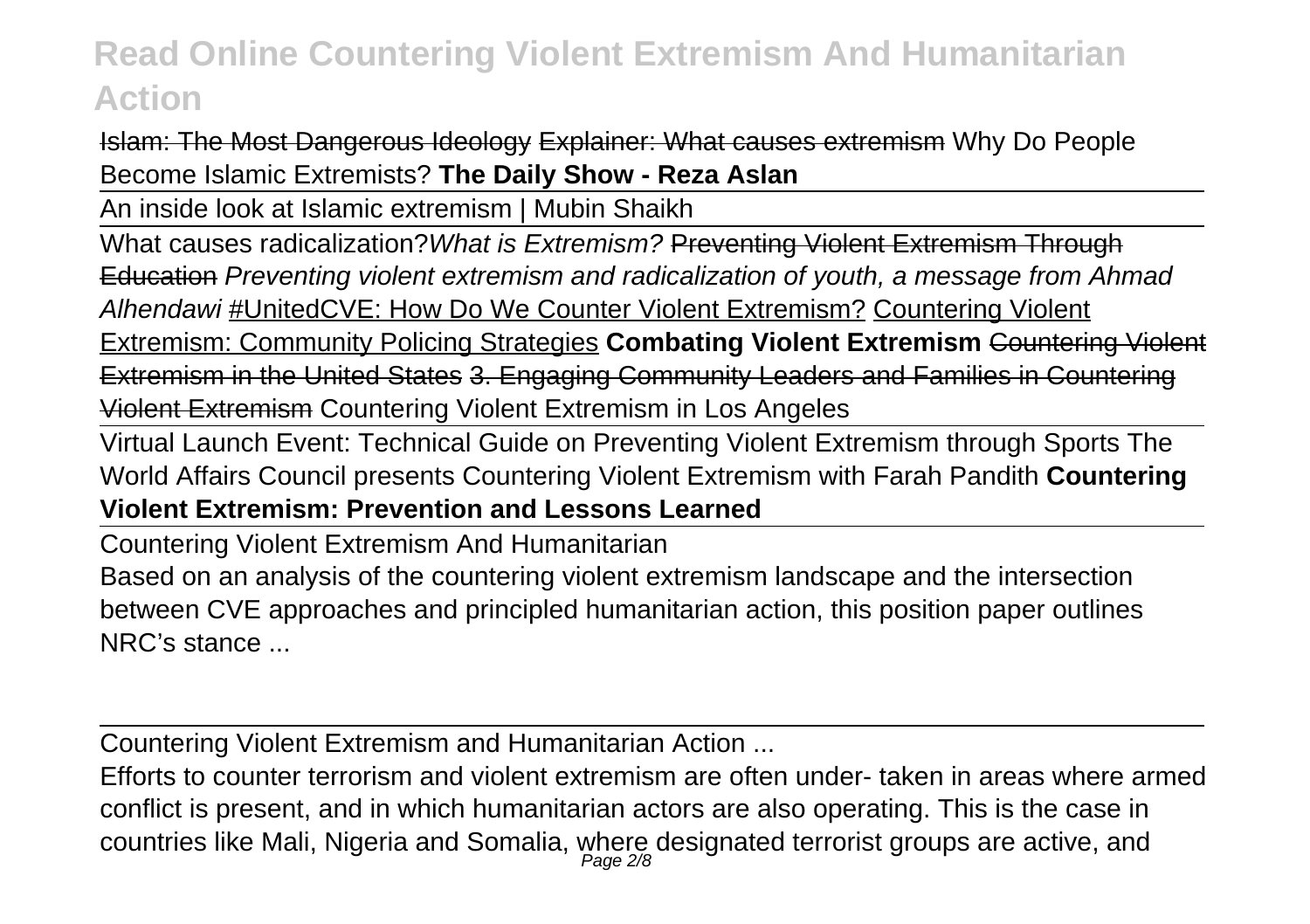Islam: The Most Dangerous Ideology Explainer: What causes extremism Why Do People Become Islamic Extremists? **The Daily Show - Reza Aslan**

An inside look at Islamic extremism | Mubin Shaikh

What causes radicalization? *What is Extremism?* Preventing Violent Extremism Through Education *Preventing violent extremism and radicalization of youth, a message from Ahmad Alhendawi* #UnitedCVE: How Do We Counter Violent Extremism? Countering Violent Extremism: Community Policing Strategies **Combating Violent Extremism** Countering Violent Extremism in the United States 3. Engaging Community Leaders and Families in Countering Violent Extremism Countering Violent Extremism in Los Angeles

Virtual Launch Event: Technical Guide on Preventing Violent Extremism through Sports The World Affairs Council presents Countering Violent Extremism with Farah Pandith **Countering Violent Extremism: Prevention and Lessons Learned**

Countering Violent Extremism And Humanitarian

Based on an analysis of the countering violent extremism landscape and the intersection between CVE approaches and principled humanitarian action, this position paper outlines NRC's stance ...

Countering Violent Extremism and Humanitarian Action ...

Efforts to counter terrorism and violent extremism are often under- taken in areas where armed conflict is present, and in which humanitarian actors are also operating. This is the case in countries like Mali, Nigeria and Somalia, where designated terrorist groups are active, and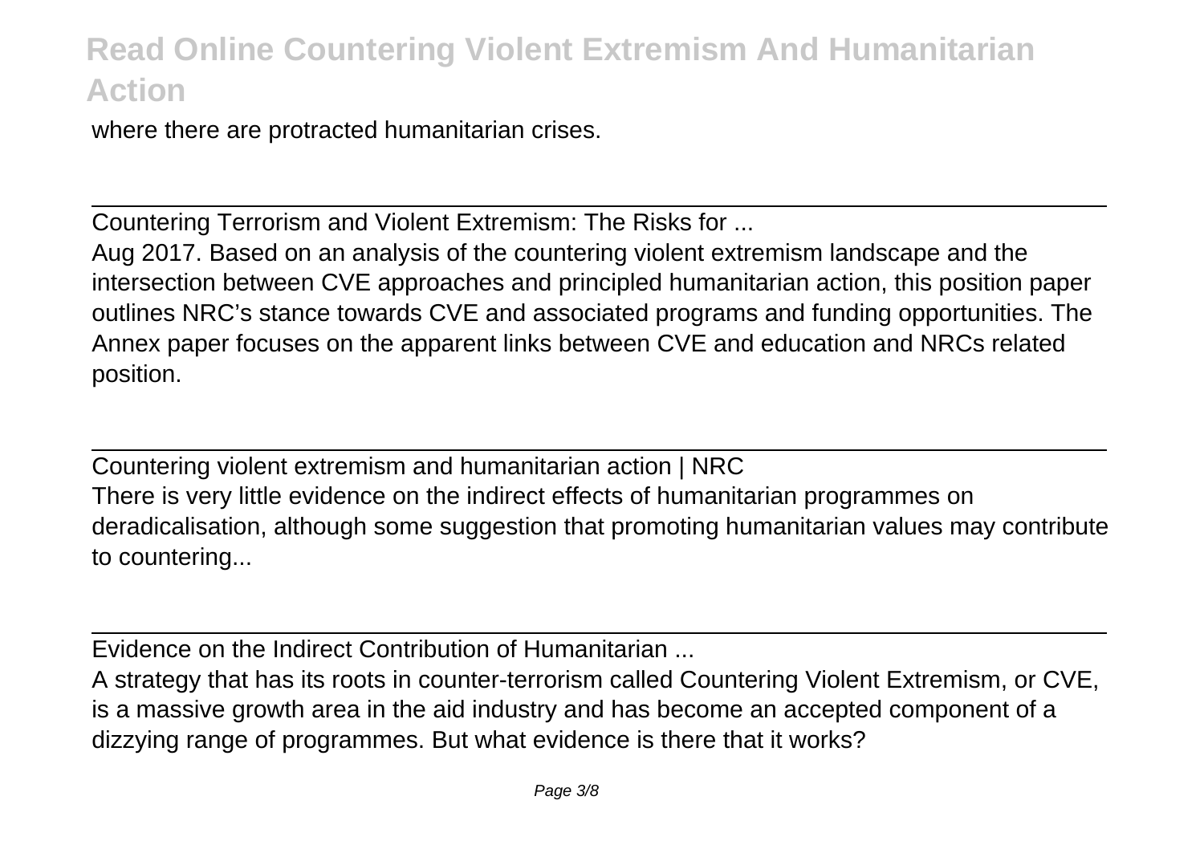where there are protracted humanitarian crises.

Countering Terrorism and Violent Extremism: The Risks for ...

Aug 2017. Based on an analysis of the countering violent extremism landscape and the intersection between CVE approaches and principled humanitarian action, this position paper outlines NRC's stance towards CVE and associated programs and funding opportunities. The Annex paper focuses on the apparent links between CVE and education and NRCs related position.

Countering violent extremism and humanitarian action | NRC

There is very little evidence on the indirect effects of humanitarian programmes on deradicalisation, although some suggestion that promoting humanitarian values may contribute to countering...

Evidence on the Indirect Contribution of Humanitarian ...

A strategy that has its roots in counter-terrorism called Countering Violent Extremism, or CVE, is a massive growth area in the aid industry and has become an accepted component of a dizzying range of programmes. But what evidence is there that it works?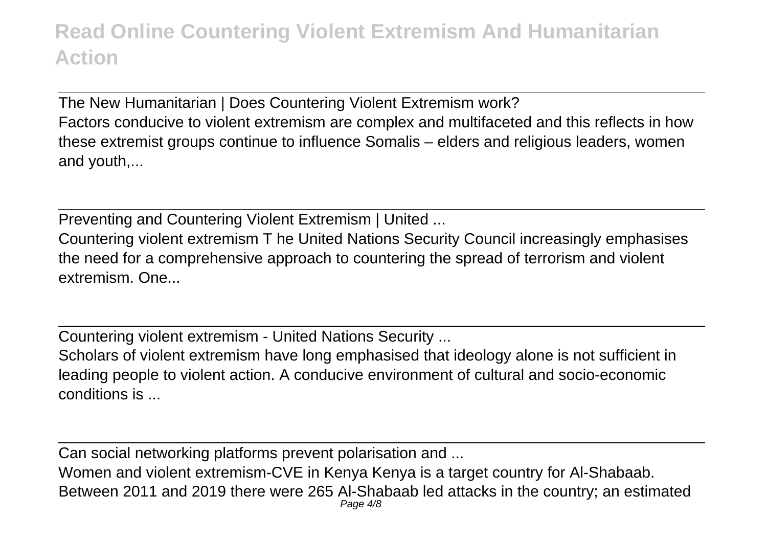The New Humanitarian | Does Countering Violent Extremism work?
Factors conducive to violent extremism are complex and multifaceted and this reflects in how these extremist groups continue to influence Somalis – elders and religious leaders, women and youth,...

Preventing and Countering Violent Extremism | United ...
Countering violent extremism T he United Nations Security Council increasingly emphasises the need for a comprehensive approach to countering the spread of terrorism and violent extremism. One...

Countering violent extremism - United Nations Security ...
Scholars of violent extremism have long emphasised that ideology alone is not sufficient in leading people to violent action. A conducive environment of cultural and socio-economic conditions is ...

Can social networking platforms prevent polarisation and ...
Women and violent extremism-CVE in Kenya Kenya is a target country for Al-Shabaab. Between 2011 and 2019 there were 265 Al-Shabaab led attacks in the country; an estimated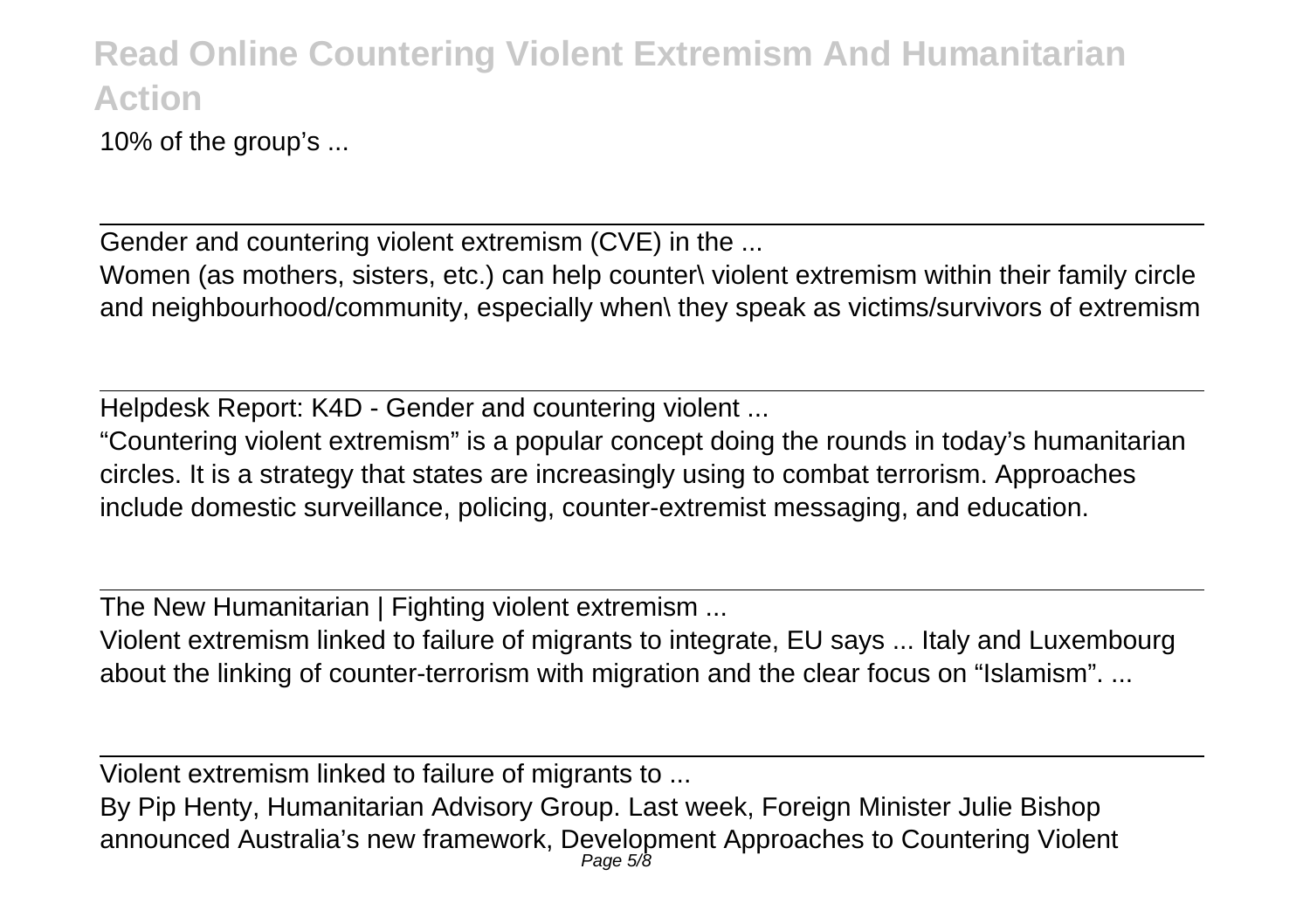10% of the group's ...

Gender and countering violent extremism (CVE) in the ...

Women (as mothers, sisters, etc.) can help counter\ violent extremism within their family circle and neighbourhood/community, especially when\ they speak as victims/survivors of extremism

Helpdesk Report: K4D - Gender and countering violent ...

"Countering violent extremism" is a popular concept doing the rounds in today's humanitarian circles. It is a strategy that states are increasingly using to combat terrorism. Approaches include domestic surveillance, policing, counter-extremist messaging, and education.

The New Humanitarian | Fighting violent extremism ...

Violent extremism linked to failure of migrants to integrate, EU says ... Italy and Luxembourg about the linking of counter-terrorism with migration and the clear focus on "Islamism". ...

Violent extremism linked to failure of migrants to ...

By Pip Henty, Humanitarian Advisory Group. Last week, Foreign Minister Julie Bishop announced Australia's new framework, Development Approaches to Countering Violent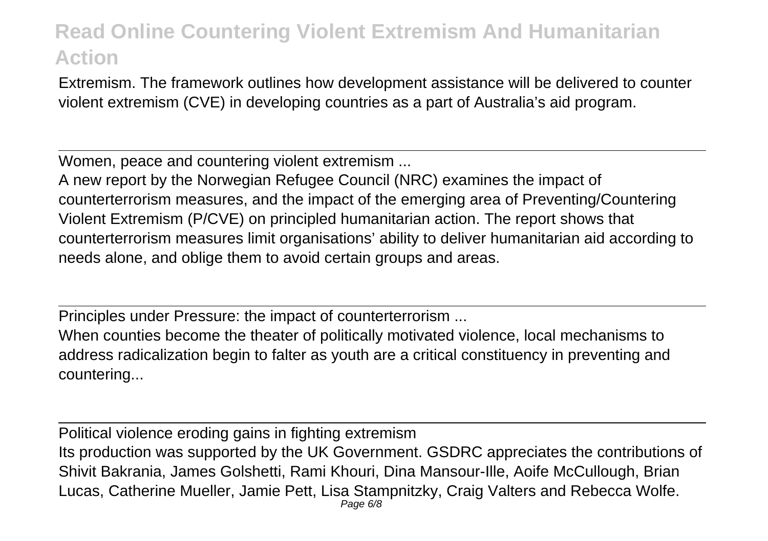Extremism. The framework outlines how development assistance will be delivered to counter violent extremism (CVE) in developing countries as a part of Australia's aid program.

---

Women, peace and countering violent extremism ...

A new report by the Norwegian Refugee Council (NRC) examines the impact of counterterrorism measures, and the impact of the emerging area of Preventing/Countering Violent Extremism (P/CVE) on principled humanitarian action. The report shows that counterterrorism measures limit organisations' ability to deliver humanitarian aid according to needs alone, and oblige them to avoid certain groups and areas.

---

Principles under Pressure: the impact of counterterrorism ...

When counties become the theater of politically motivated violence, local mechanisms to address radicalization begin to falter as youth are a critical constituency in preventing and countering...

---

Political violence eroding gains in fighting extremism

Its production was supported by the UK Government. GSDRC appreciates the contributions of Shivit Bakrania, James Golshetti, Rami Khouri, Dina Mansour-Ille, Aoife McCullough, Brian Lucas, Catherine Mueller, Jamie Pett, Lisa Stampnitzky, Craig Valters and Rebecca Wolfe.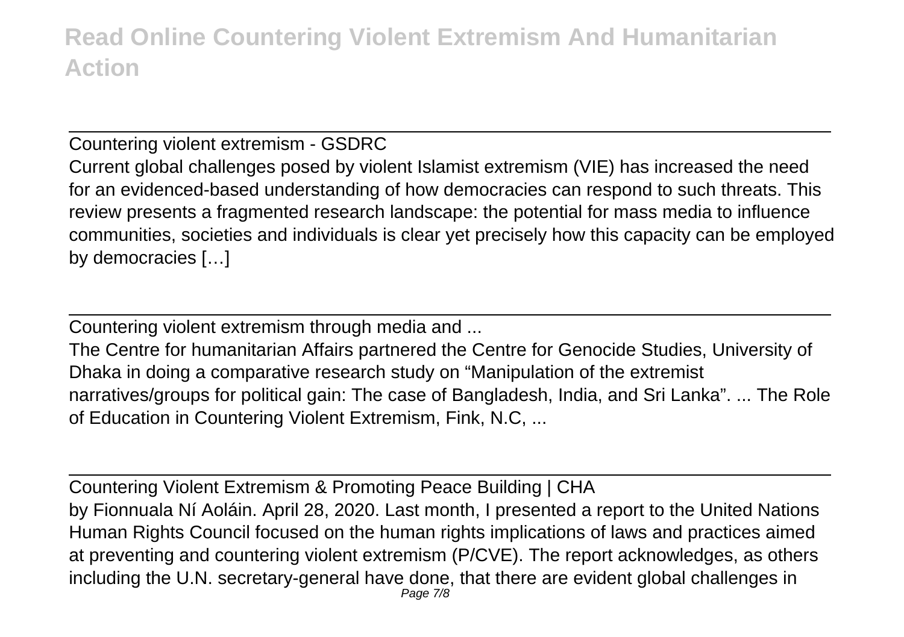Countering violent extremism - GSDRC

Current global challenges posed by violent Islamist extremism (VIE) has increased the need for an evidenced-based understanding of how democracies can respond to such threats. This review presents a fragmented research landscape: the potential for mass media to influence communities, societies and individuals is clear yet precisely how this capacity can be employed by democracies […]

Countering violent extremism through media and ...

The Centre for humanitarian Affairs partnered the Centre for Genocide Studies, University of Dhaka in doing a comparative research study on "Manipulation of the extremist narratives/groups for political gain: The case of Bangladesh, India, and Sri Lanka". ... The Role of Education in Countering Violent Extremism, Fink, N.C, ...

Countering Violent Extremism & Promoting Peace Building | CHA

by Fionnuala Ní Aoláin. April 28, 2020. Last month, I presented a report to the United Nations Human Rights Council focused on the human rights implications of laws and practices aimed at preventing and countering violent extremism (P/CVE). The report acknowledges, as others including the U.N. secretary-general have done, that there are evident global challenges in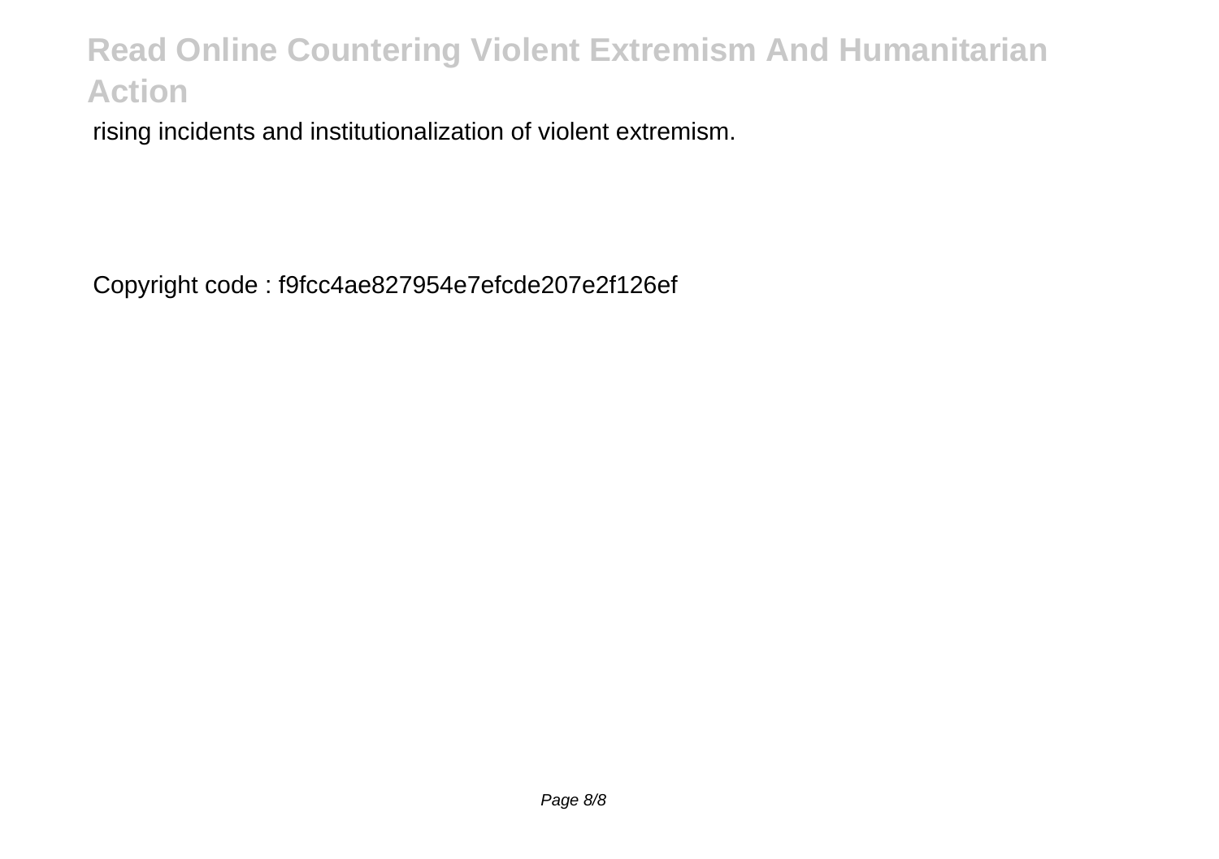rising incidents and institutionalization of violent extremism.

Copyright code : f9fcc4ae827954e7efcde207e2f126ef